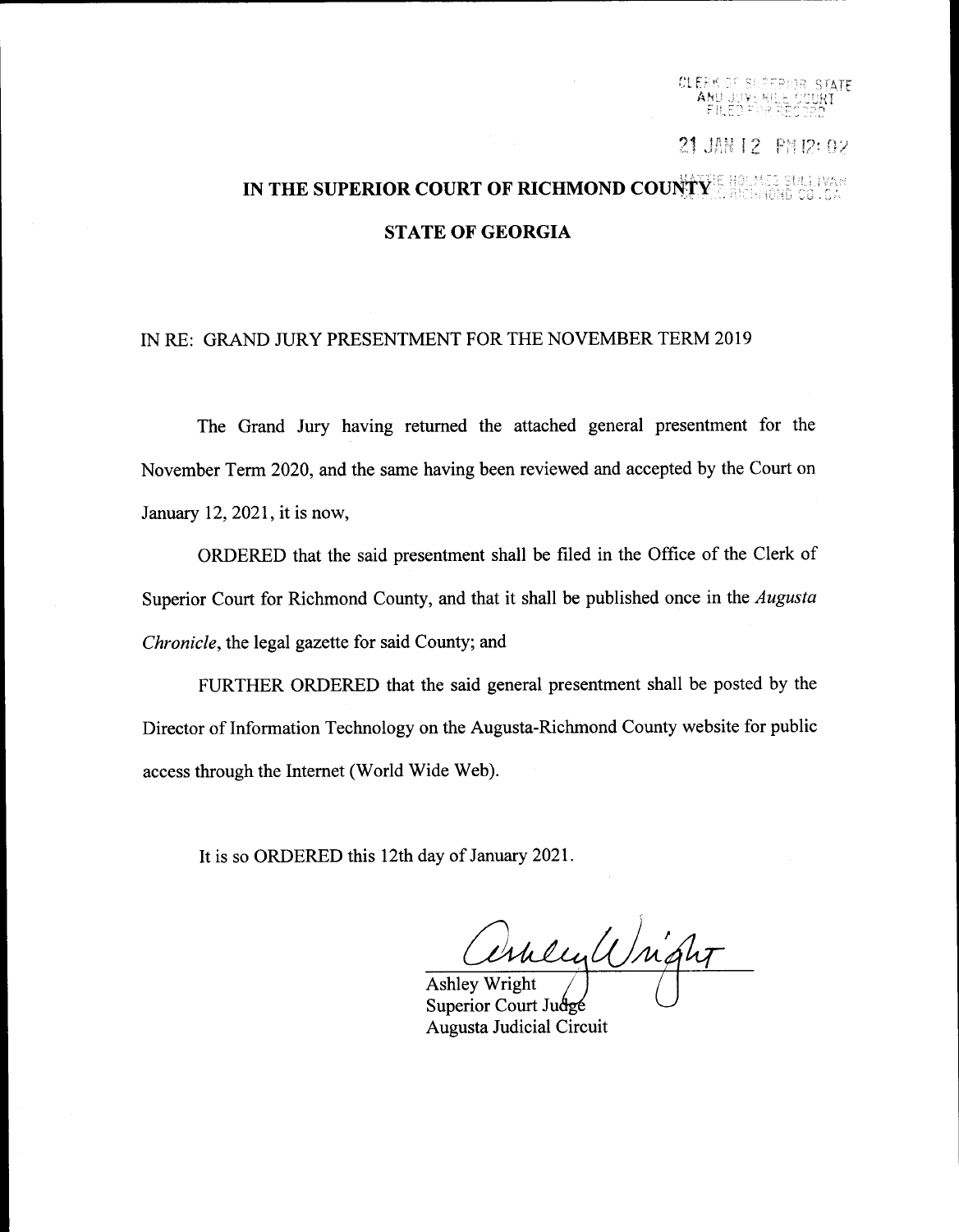CLERK OF SUPERIOR STATE AND JUVENILE COURT FILED FOR RECORD

21 JAN 12 PM 12:02

HATTIE HOLMES SULLIVAN CLERK, RICHMOND CO. GA

**IN THE SUPERIOR COURT OF RICHMOND COUNTY**

**STATE OF GEORGIA**

IN RE: GRAND JURY PRESENTMENT FOR THE NOVEMBER TERM 2019

The Grand Jury having returned the attached general presentment for the November Term 2020, and the same having been reviewed and accepted by the Court on January 12, 2021, it is now,

ORDERED that the said presentment shall be filed in the Office of the Clerk of Superior Court for Richmond County, and that it shall be published once in the *Augusta Chronicle*, the legal gazette for said County; and

FURTHER ORDERED that the said general presentment shall be posted by the Director of Information Technology on the Augusta-Richmond County website for public access through the Internet (World Wide Web).

It is so ORDERED this 12th day of January 2021.

Ashley Wright
Superior Court Judge
Augusta Judicial Circuit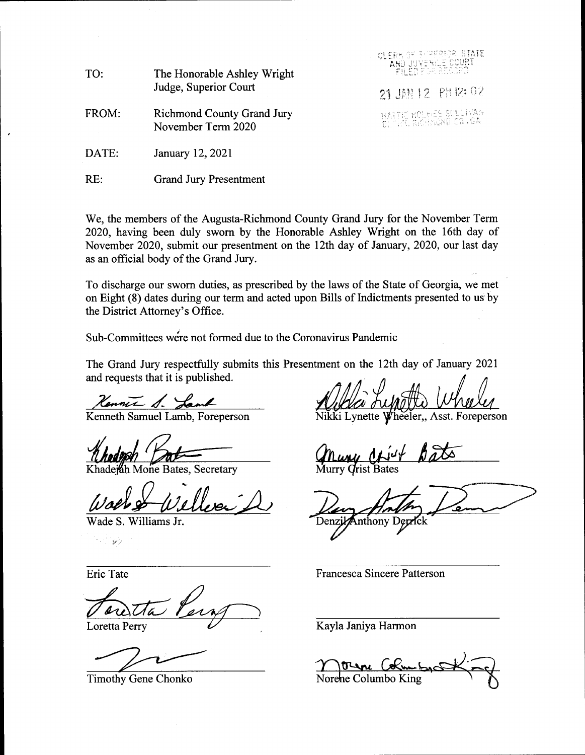TO: The Honorable Ashley Wright
Judge, Superior Court

FROM: Richmond County Grand Jury
November Term 2020

DATE: January 12, 2021

RE: Grand Jury Presentment

CLERK OF SUPERIOR, STATE AND JUVENILE COURT
FILED FOR RECORD

21 JAN 12 PM 12:02

HATTIE HOLMES SULLIVAN
CLERK, RICHMOND CO., GA

We, the members of the Augusta-Richmond County Grand Jury for the November Term 2020, having been duly sworn by the Honorable Ashley Wright on the 16th day of November 2020, submit our presentment on the 12th day of January, 2020, our last day as an official body of the Grand Jury.

To discharge our sworn duties, as prescribed by the laws of the State of Georgia, we met on Eight (8) dates during our term and acted upon Bills of Indictments presented to us by the District Attorney's Office.

Sub-Committees were not formed due to the Coronavirus Pandemic

The Grand Jury respectfully submits this Presentment on the 12th day of January 2021 and requests that it is published.

Kenneth Samuel Lamb, Foreperson

Nikki Lynette Wheeler,, Asst. Foreperson

Khadejah Mone Bates, Secretary

Murry Crist Bates

Wade S. Williams Jr.

Denzil Anthony Derrick

Eric Tate

Francesca Sincere Patterson

Loretta Perry

Kayla Janiya Harmon

Timothy Gene Chonko

Norene Columbo King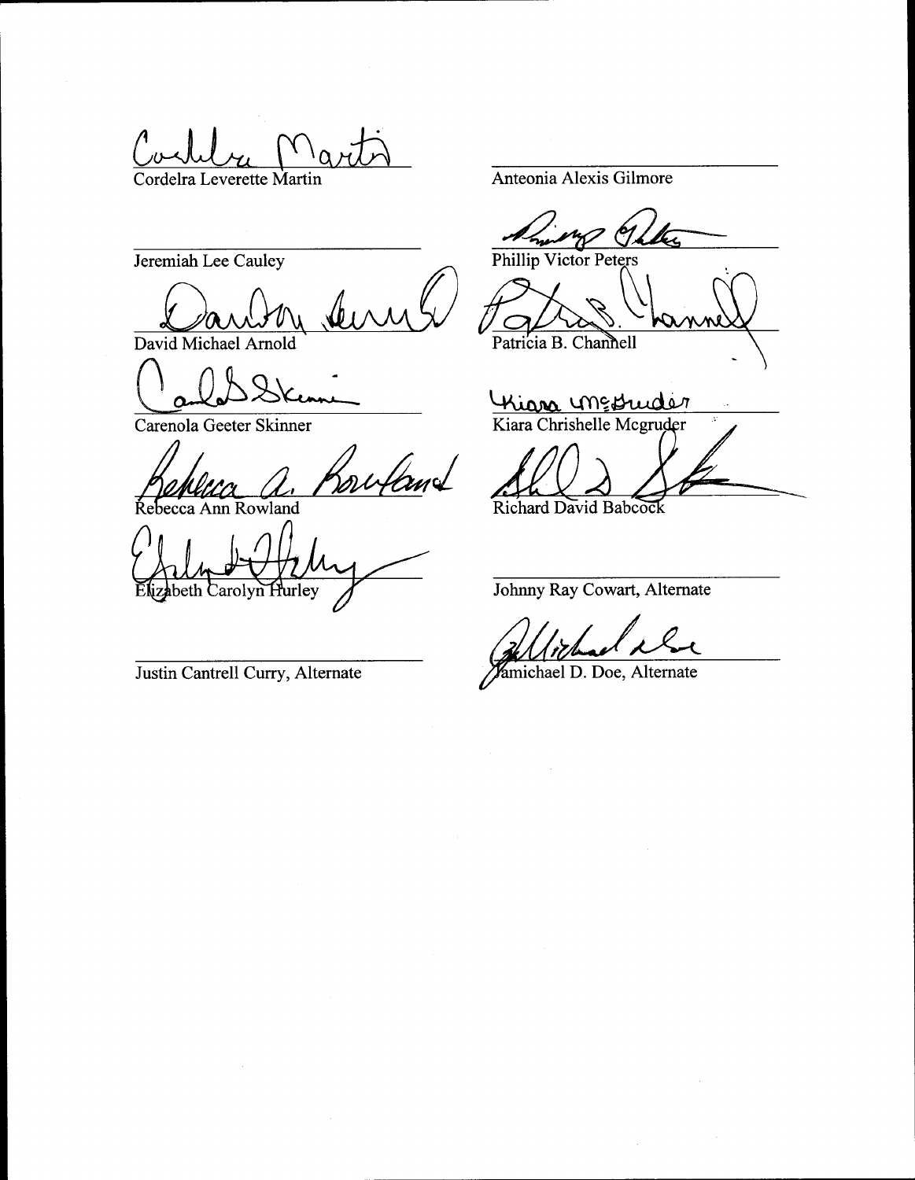Cordelra Leverette Martin

Anteonia Alexis Gilmore

Jeremiah Lee Cauley

Phillip Victor Peters

David Michael Arnold

Patricia B. Channell

Carenola Geeter Skinner

Kiara Chrishelle Mcgruder

Rebecca Ann Rowland

Richard David Babcock

Elizabeth Carolyn Hurley

Johnny Ray Cowart, Alternate

Justin Cantrell Curry, Alternate

Jamichael D. Doe, Alternate